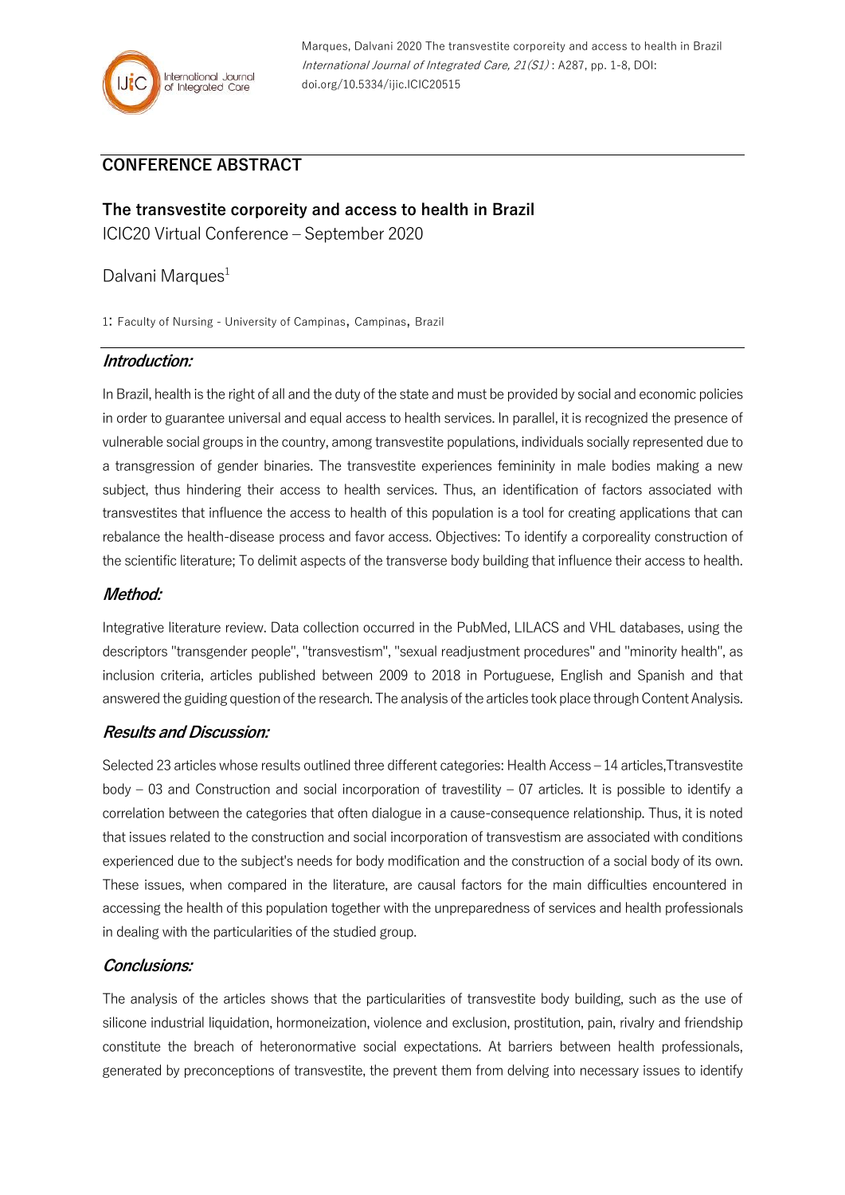Marques, Dalvani 2020 The transvestite corporeity and access to health in Brazil *International Journal of Integrated Care, 21(S1)* : A287, pp. 1-8, DOI: doi.org/10.5334/ijic.ICIC20515

## CONFERENCE ABSTRACT

# The transvestite corporeity and access to health in Brazil

ICIC20 Virtual Conference – September 2020

Dalvani Marques[1]

1: Faculty of Nursing - University of Campinas, Campinas, Brazil

### *Introduction:*

In Brazil, health is the right of all and the duty of the state and must be provided by social and economic policies in order to guarantee universal and equal access to health services. In parallel, it is recognized the presence of vulnerable social groups in the country, among transvestite populations, individuals socially represented due to a transgression of gender binaries. The transvestite experiences femininity in male bodies making a new subject, thus hindering their access to health services. Thus, an identification of factors associated with transvestites that influence the access to health of this population is a tool for creating applications that can rebalance the health-disease process and favor access. Objectives: To identify a corporeality construction of the scientific literature; To delimit aspects of the transverse body building that influence their access to health.

### *Method:*

Integrative literature review. Data collection occurred in the PubMed, LILACS and VHL databases, using the descriptors "transgender people", "transvestism", "sexual readjustment procedures" and "minority health", as inclusion criteria, articles published between 2009 to 2018 in Portuguese, English and Spanish and that answered the guiding question of the research. The analysis of the articles took place through Content Analysis.

### *Results and Discussion:*

Selected 23 articles whose results outlined three different categories: Health Access – 14 articles,Ttransvestite body – 03 and Construction and social incorporation of travestility – 07 articles. It is possible to identify a correlation between the categories that often dialogue in a cause-consequence relationship. Thus, it is noted that issues related to the construction and social incorporation of transvestism are associated with conditions experienced due to the subject's needs for body modification and the construction of a social body of its own. These issues, when compared in the literature, are causal factors for the main difficulties encountered in accessing the health of this population together with the unpreparedness of services and health professionals in dealing with the particularities of the studied group.

### *Conclusions:*

The analysis of the articles shows that the particularities of transvestite body building, such as the use of silicone industrial liquidation, hormoneization, violence and exclusion, prostitution, pain, rivalry and friendship constitute the breach of heteronormative social expectations. At barriers between health professionals, generated by preconceptions of transvestite, the prevent them from delving into necessary issues to identify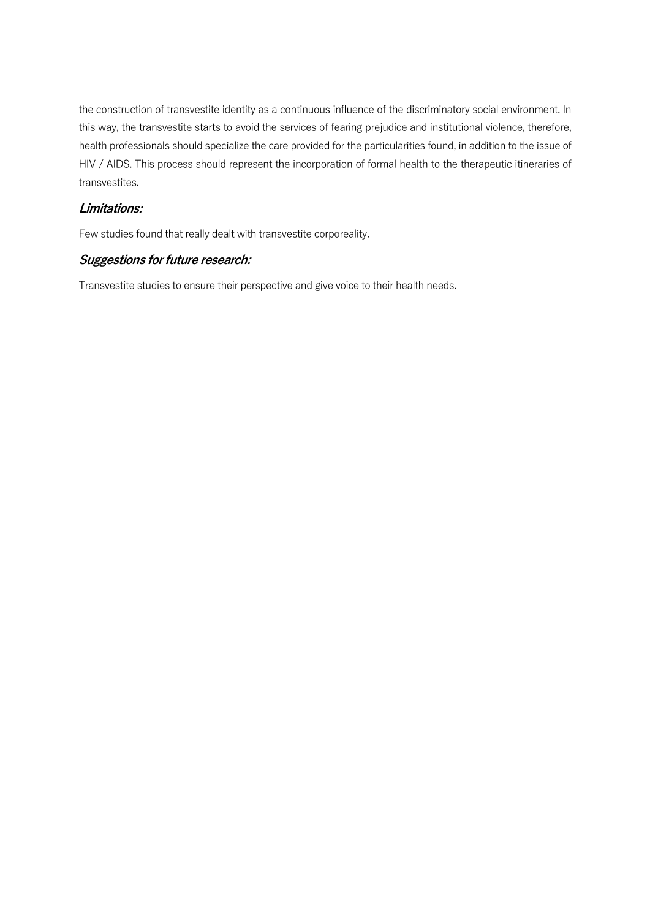the construction of transvestite identity as a continuous influence of the discriminatory social environment. In this way, the transvestite starts to avoid the services of fearing prejudice and institutional violence, therefore, health professionals should specialize the care provided for the particularities found, in addition to the issue of HIV / AIDS. This process should represent the incorporation of formal health to the therapeutic itineraries of transvestites.

### *Limitations:*

Few studies found that really dealt with transvestite corporeality.

### *Suggestions for future research:*

Transvestite studies to ensure their perspective and give voice to their health needs.